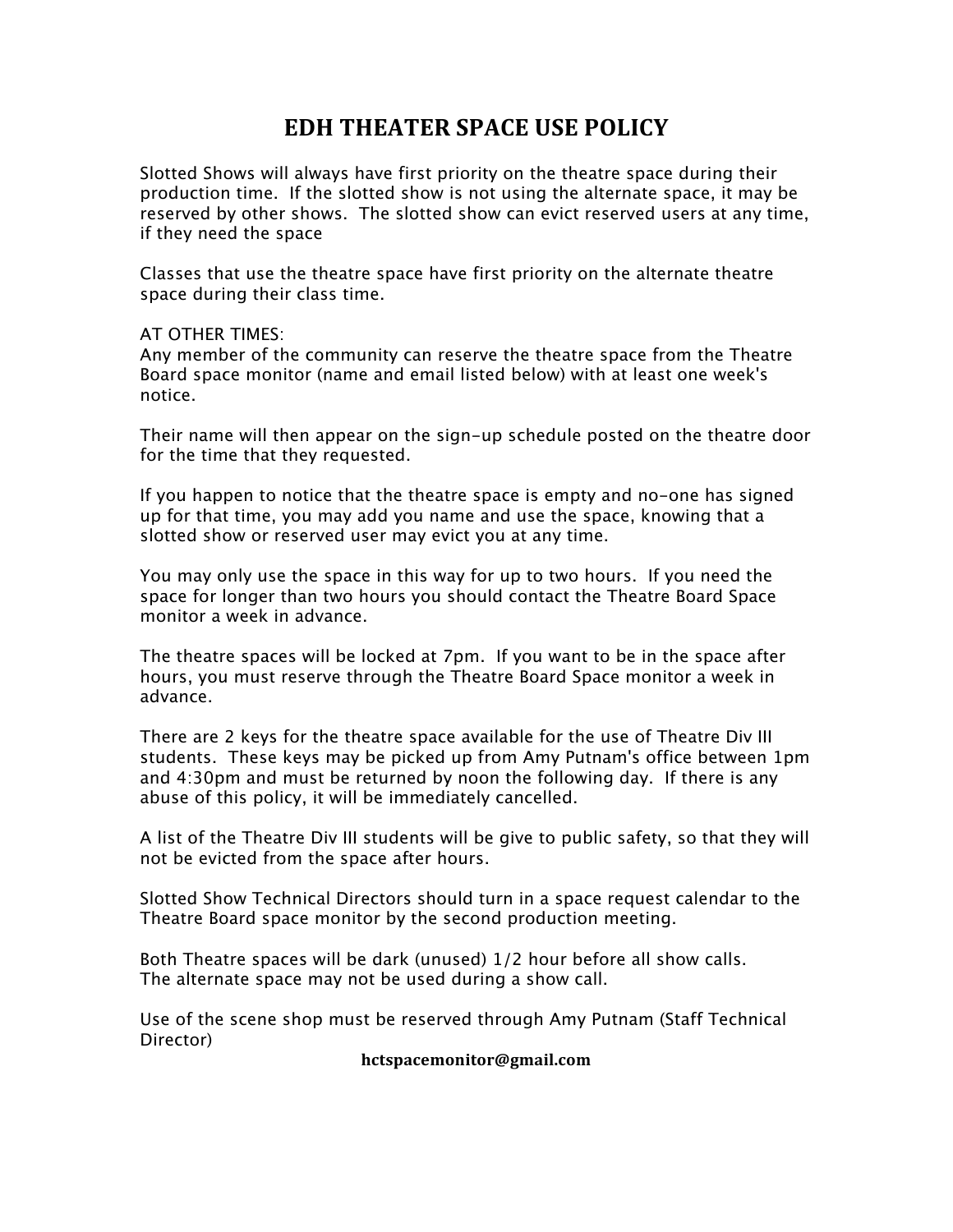# EDH THEATER SPACE USE POLICY

Slotted Shows will always have first priority on the theatre space during their production time. If the slotted show is not using the alternate space, it may be reserved by other shows. The slotted show can evict reserved users at any time, if they need the space

Classes that use the theatre space have first priority on the alternate theatre space during their class time.

AT OTHER TIMES:
Any member of the community can reserve the theatre space from the Theatre Board space monitor (name and email listed below) with at least one week's notice.

Their name will then appear on the sign-up schedule posted on the theatre door for the time that they requested.

If you happen to notice that the theatre space is empty and no-one has signed up for that time, you may add you name and use the space, knowing that a slotted show or reserved user may evict you at any time.

You may only use the space in this way for up to two hours. If you need the space for longer than two hours you should contact the Theatre Board Space monitor a week in advance.

The theatre spaces will be locked at 7pm. If you want to be in the space after hours, you must reserve through the Theatre Board Space monitor a week in advance.

There are 2 keys for the theatre space available for the use of Theatre Div III students. These keys may be picked up from Amy Putnam's office between 1pm and 4:30pm and must be returned by noon the following day. If there is any abuse of this policy, it will be immediately cancelled.

A list of the Theatre Div III students will be give to public safety, so that they will not be evicted from the space after hours.

Slotted Show Technical Directors should turn in a space request calendar to the Theatre Board space monitor by the second production meeting.

Both Theatre spaces will be dark (unused) 1/2 hour before all show calls.
The alternate space may not be used during a show call.

Use of the scene shop must be reserved through Amy Putnam (Staff Technical Director)

**hctspacemonitor@gmail.com**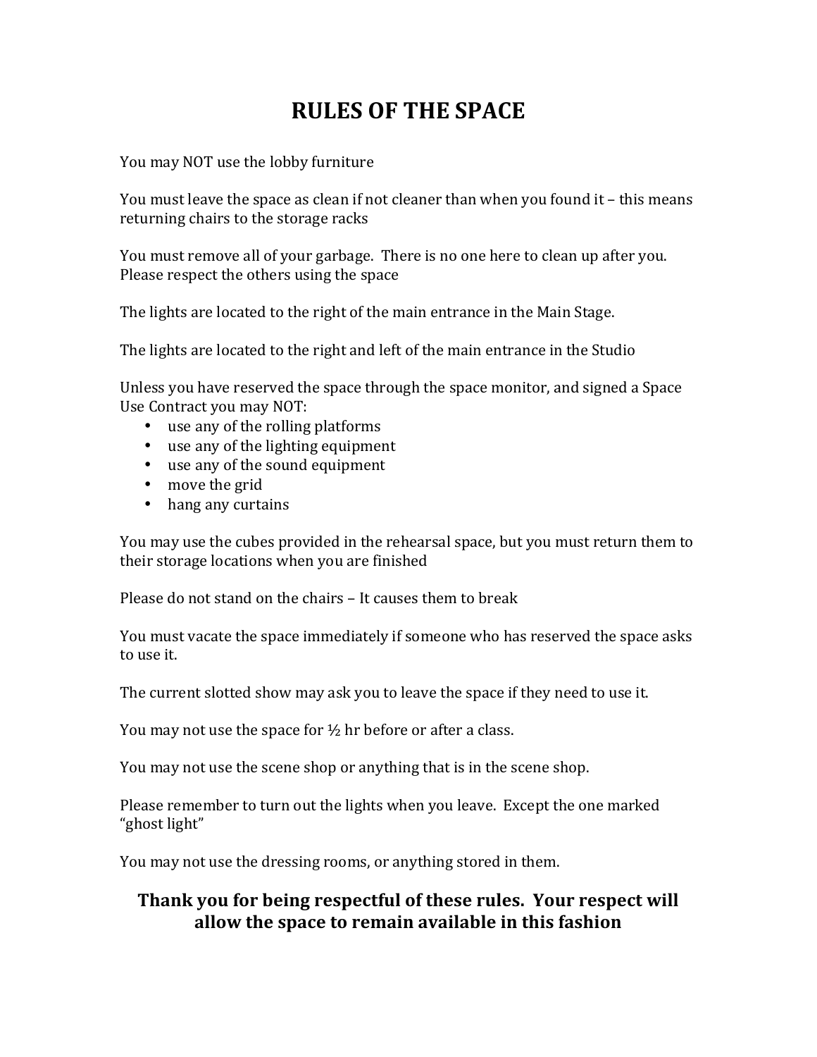# RULES OF THE SPACE

You may NOT use the lobby furniture

You must leave the space as clean if not cleaner than when you found it – this means returning chairs to the storage racks

You must remove all of your garbage. There is no one here to clean up after you. Please respect the others using the space

The lights are located to the right of the main entrance in the Main Stage.

The lights are located to the right and left of the main entrance in the Studio

Unless you have reserved the space through the space monitor, and signed a Space Use Contract you may NOT:

- use any of the rolling platforms
- use any of the lighting equipment
- use any of the sound equipment
- move the grid
- hang any curtains

You may use the cubes provided in the rehearsal space, but you must return them to their storage locations when you are finished

Please do not stand on the chairs – It causes them to break

You must vacate the space immediately if someone who has reserved the space asks to use it.

The current slotted show may ask you to leave the space if they need to use it.

You may not use the space for ½ hr before or after a class.

You may not use the scene shop or anything that is in the scene shop.

Please remember to turn out the lights when you leave. Except the one marked "ghost light"

You may not use the dressing rooms, or anything stored in them.

**Thank you for being respectful of these rules. Your respect will allow the space to remain available in this fashion**